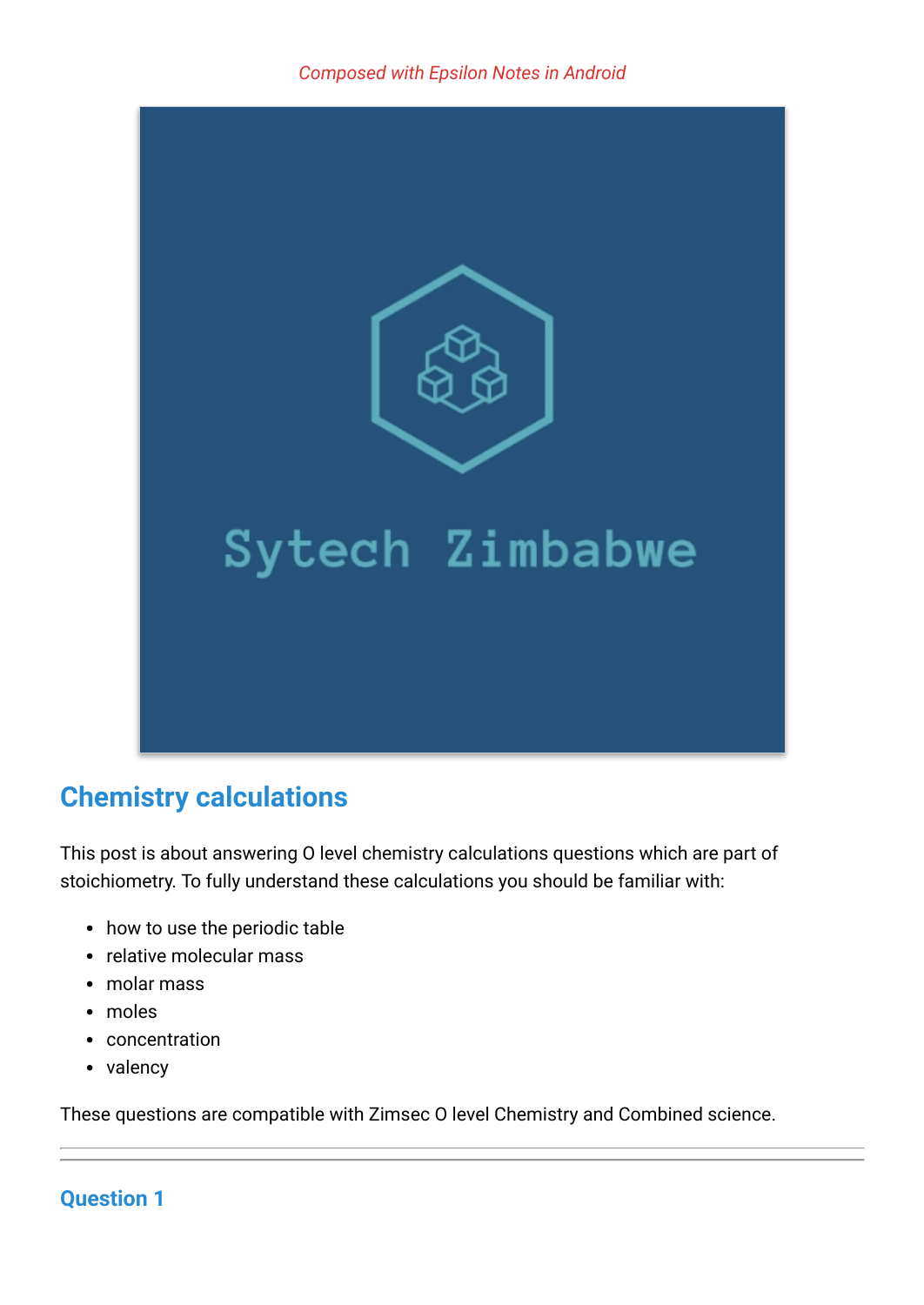*Composed with Epsilon Notes in Android*

## Chemistry calculations

This post is about answering O level chemistry calculations questions which are part of stoichiometry. To fully understand these calculations you should be familiar with:

- how to use the periodic table
- relative molecular mass
- molar mass
- moles
- concentration
- valency

These questions are compatible with Zimsec O level Chemistry and Combined science.

---

### Question 1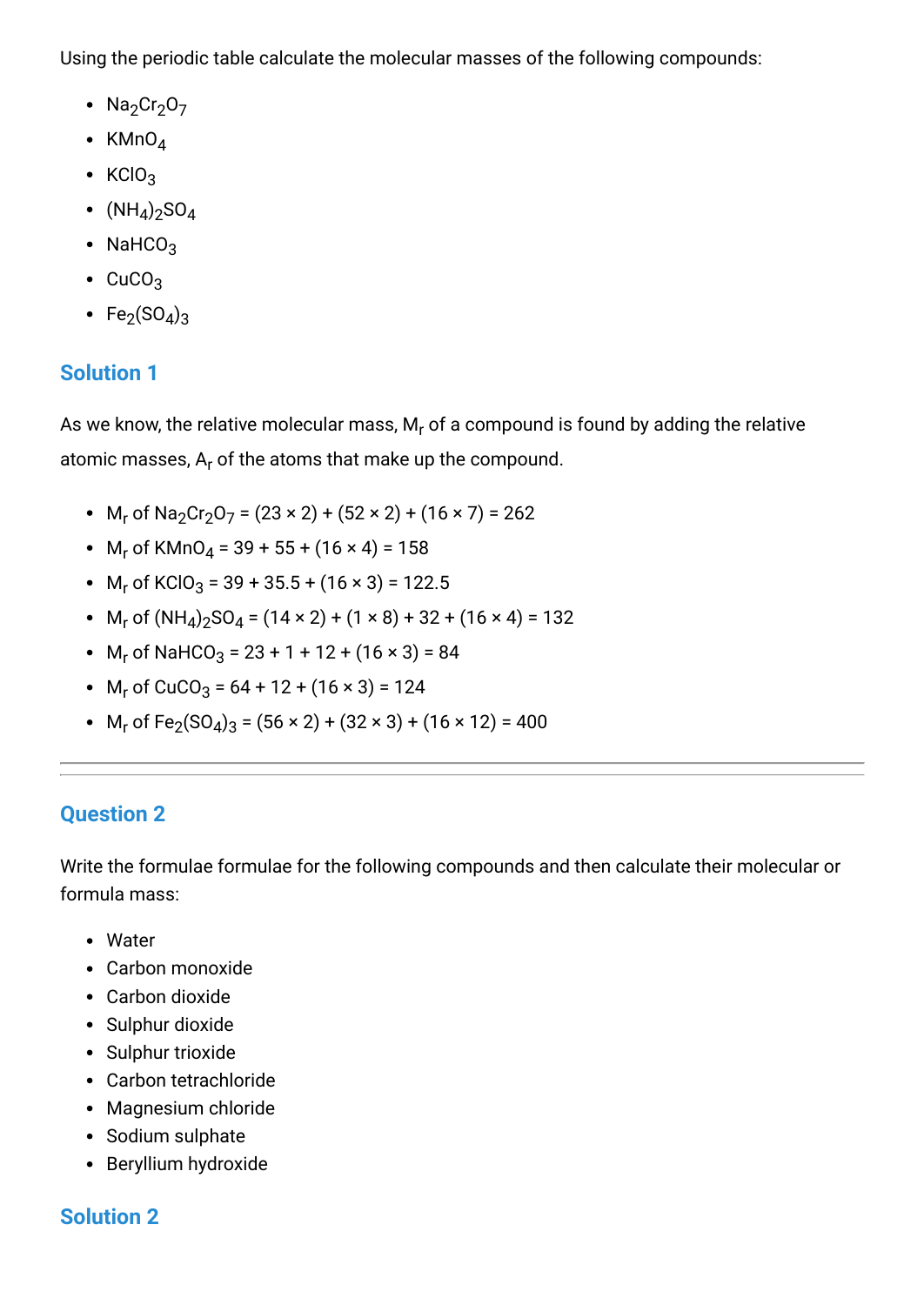Using the periodic table calculate the molecular masses of the following compounds:

- $Na_2Cr_2O_7$
- $KMnO_4$
- $KClO_3$
- $(NH_4)_2SO_4$
- $NaHCO_3$
- $CuCO_3$
- $Fe_2(SO_4)_3$

## Solution 1

As we know, the relative molecular mass, $M_r$ of a compound is found by adding the relative atomic masses, $A_r$ of the atoms that make up the compound.

- $M_r$ of $Na_2Cr_2O_7$ = (23 × 2) + (52 × 2) + (16 × 7) = 262
- $M_r$ of $KMnO_4$ = 39 + 55 + (16 × 4) = 158
- $M_r$ of $KClO_3$ = 39 + 35.5 + (16 × 3) = 122.5
- $M_r$ of $(NH_4)_2SO_4$ = (14 × 2) + (1 × 8) + 32 + (16 × 4) = 132
- $M_r$ of $NaHCO_3$ = 23 + 1 + 12 + (16 × 3) = 84
- $M_r$ of $CuCO_3$ = 64 + 12 + (16 × 3) = 124
- $M_r$ of $Fe_2(SO_4)_3$ = (56 × 2) + (32 × 3) + (16 × 12) = 400

---

## Question 2

Write the formulae formulae for the following compounds and then calculate their molecular or formula mass:

- Water
- Carbon monoxide
- Carbon dioxide
- Sulphur dioxide
- Sulphur trioxide
- Carbon tetrachloride
- Magnesium chloride
- Sodium sulphate
- Beryllium hydroxide

## Solution 2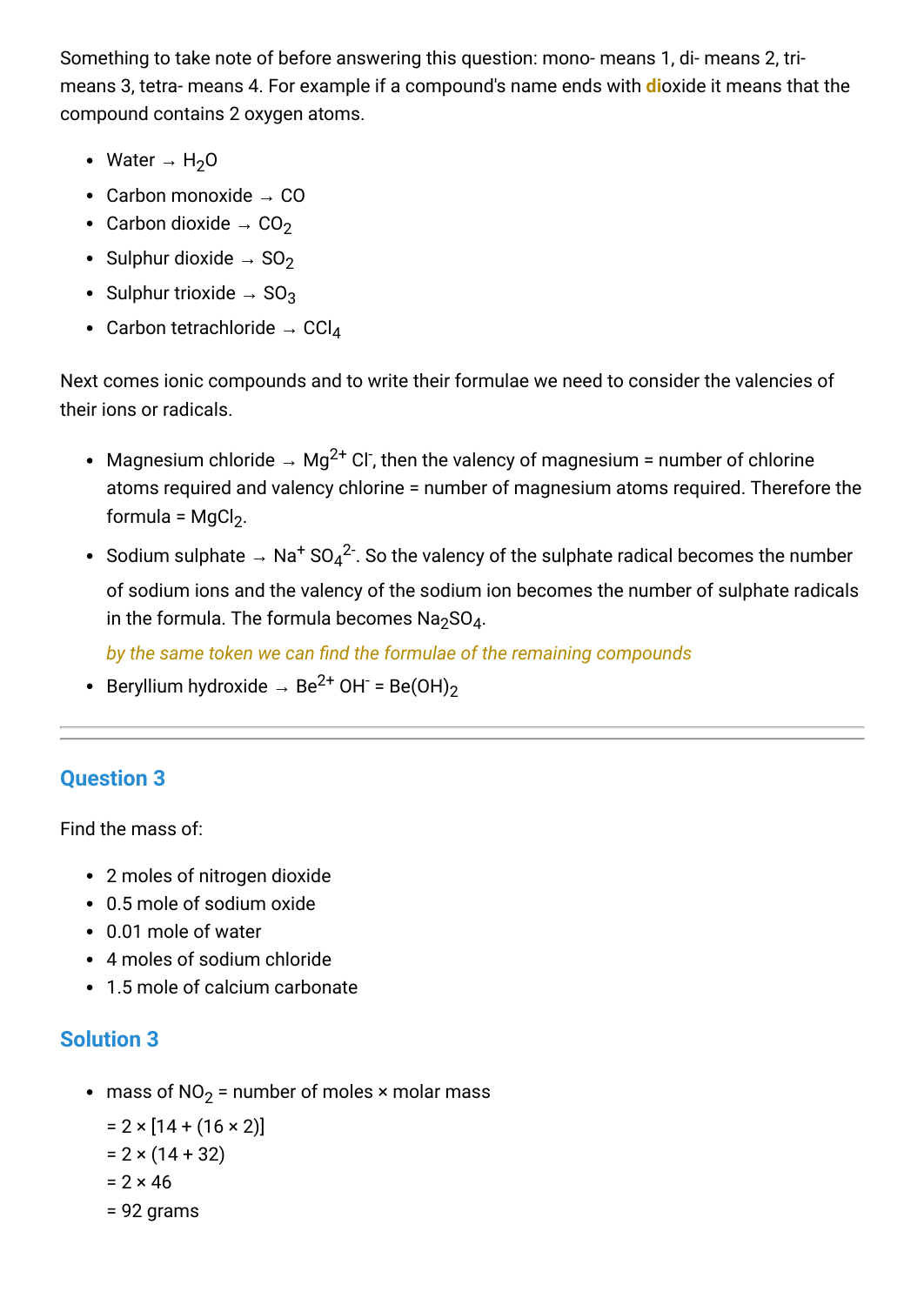Something to take note of before answering this question: mono- means 1, di- means 2, tri- means 3, tetra- means 4. For example if a compound's name ends with **di**oxide it means that the compound contains 2 oxygen atoms.

- Water → $H_2O$
- Carbon monoxide → $CO$
- Carbon dioxide → $CO_2$
- Sulphur dioxide → $SO_2$
- Sulphur trioxide → $SO_3$
- Carbon tetrachloride → $CCl_4$

Next comes ionic compounds and to write their formulae we need to consider the valencies of their ions or radicals.

- Magnesium chloride → $Mg^{2+}$ $Cl^-$, then the valency of magnesium = number of chlorine atoms required and valency chlorine = number of magnesium atoms required. Therefore the formula = $MgCl_2$.
- Sodium sulphate → $Na^+$ $SO_4^{2-}$. So the valency of the sulphate radical becomes the number of sodium ions and the valency of the sodium ion becomes the number of sulphate radicals in the formula. The formula becomes $Na_2SO_4$.

  *by the same token we can find the formulae of the remaining compounds*
- Beryllium hydroxide → $Be^{2+}$ $OH^-$ = $Be(OH)_2$

---

## Question 3

Find the mass of:

- 2 moles of nitrogen dioxide
- 0.5 mole of sodium oxide
- 0.01 mole of water
- 4 moles of sodium chloride
- 1.5 mole of calcium carbonate

## Solution 3

- mass of $NO_2$ = number of moles × molar mass

  = 2 × [14 + (16 × 2)]

  = 2 × (14 + 32)

  = 2 × 46

  = 92 grams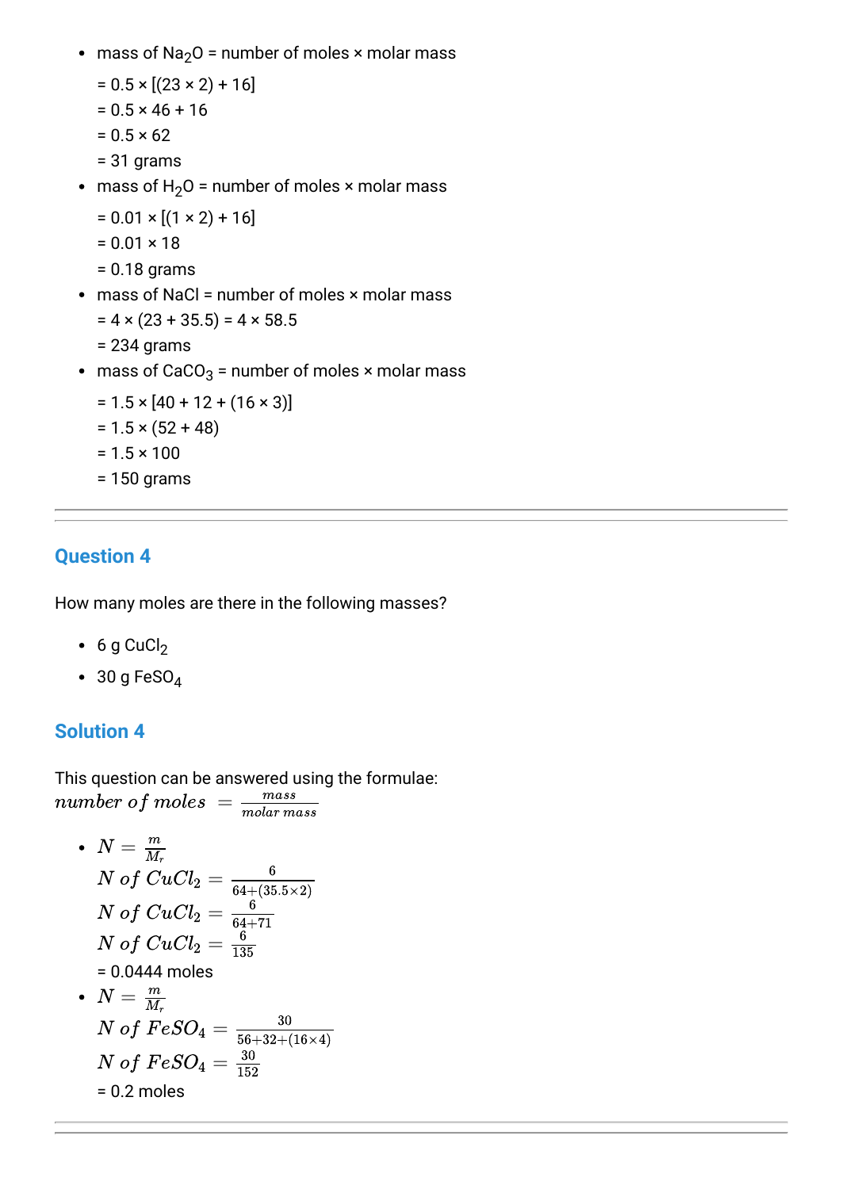- mass of $Na_2O$ = number of moles × molar mass

  = 0.5 × [(23 × 2) + 16]

  = 0.5 × 46 + 16

  = 0.5 × 62

  = 31 grams
- mass of $H_2O$ = number of moles × molar mass

  = 0.01 × [(1 × 2) + 16]

  = 0.01 × 18

  = 0.18 grams
- mass of NaCl = number of moles × molar mass

  = 4 × (23 + 35.5) = 4 × 58.5

  = 234 grams
- mass of $CaCO_3$ = number of moles × molar mass

  = 1.5 × [40 + 12 + (16 × 3)]

  = 1.5 × (52 + 48)

  = 1.5 × 100

  = 150 grams

---

## Question 4

How many moles are there in the following masses?

- 6 g $CuCl_2$
- 30 g $FeSO_4$

## Solution 4

This question can be answered using the formulae:
$number\ of\ moles\ = \frac{mass}{molar\ mass}$

- $N = \frac{m}{M_r}$

  $N\ of\ CuCl_2 = \frac{6}{64+(35.5\times2)}$

  $N\ of\ CuCl_2 = \frac{6}{64+71}$

  $N\ of\ CuCl_2 = \frac{6}{135}$

  = 0.0444 moles
- $N = \frac{m}{M_r}$

  $N\ of\ FeSO_4 = \frac{30}{56+32+(16\times4)}$

  $N\ of\ FeSO_4 = \frac{30}{152}$

  = 0.2 moles

---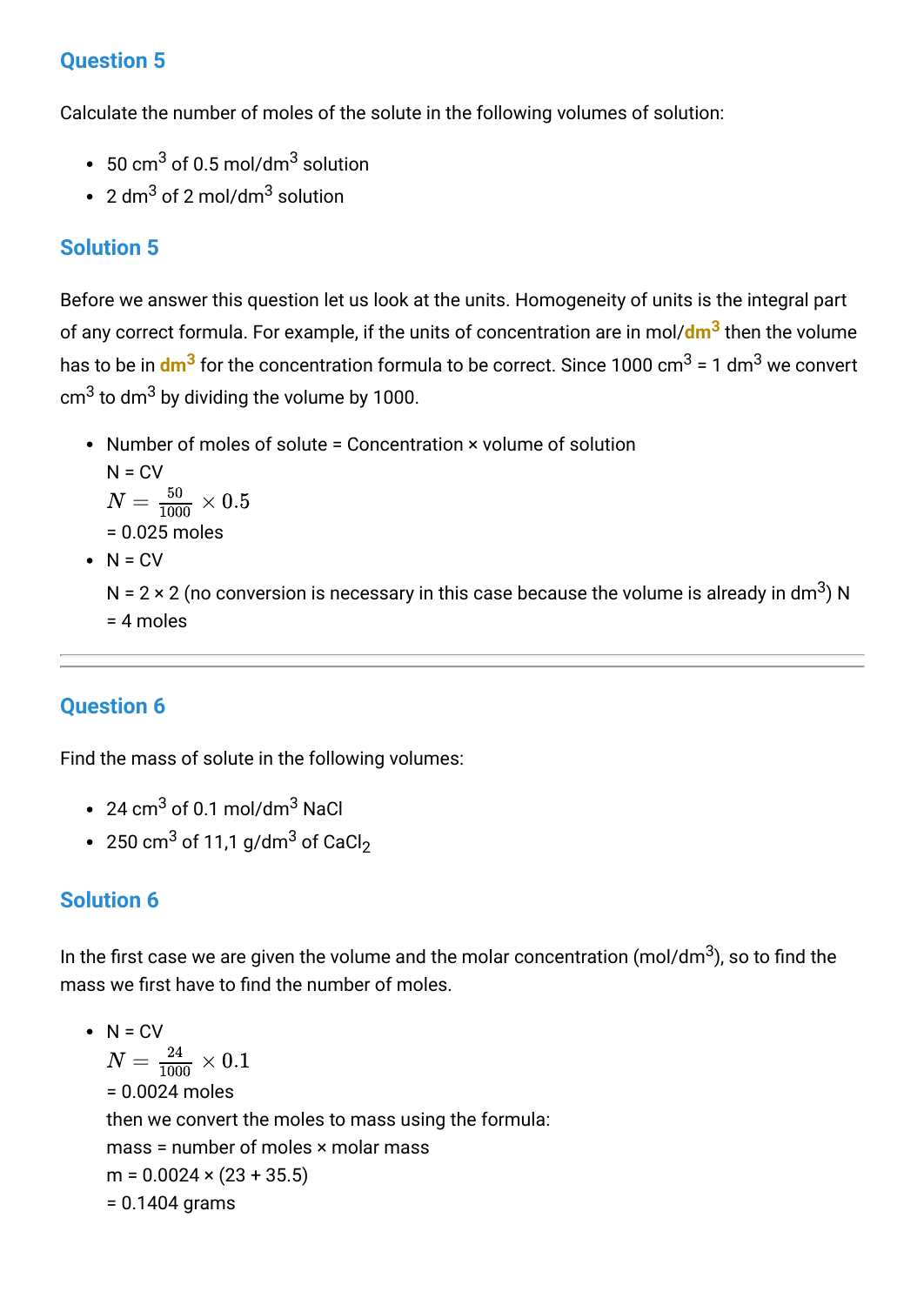## Question 5

Calculate the number of moles of the solute in the following volumes of solution:

- 50 $cm^3$ of 0.5 $mol/dm^3$ solution
- 2 $dm^3$ of 2 $mol/dm^3$ solution

## Solution 5

Before we answer this question let us look at the units. Homogeneity of units is the integral part of any correct formula. For example, if the units of concentration are in mol/**$dm^3$** then the volume has to be in **$dm^3$** for the concentration formula to be correct. Since 1000 $cm^3$ = 1 $dm^3$ we convert $cm^3$ to $dm^3$ by dividing the volume by 1000.

- Number of moles of solute = Concentration × volume of solution
  N = CV
  $N = \frac{50}{1000} \times 0.5$
  = 0.025 moles
- N = CV
  N = 2 × 2 (no conversion is necessary in this case because the volume is already in $dm^3$) N = 4 moles

---

## Question 6

Find the mass of solute in the following volumes:

- 24 $cm^3$ of 0.1 $mol/dm^3$ NaCl
- 250 $cm^3$ of 11,1 $g/dm^3$ of $CaCl_2$

## Solution 6

In the first case we are given the volume and the molar concentration ($mol/dm^3$), so to find the mass we first have to find the number of moles.

- N = CV
  $N = \frac{24}{1000} \times 0.1$
  = 0.0024 moles
  then we convert the moles to mass using the formula:
  mass = number of moles × molar mass
  m = 0.0024 × (23 + 35.5)
  = 0.1404 grams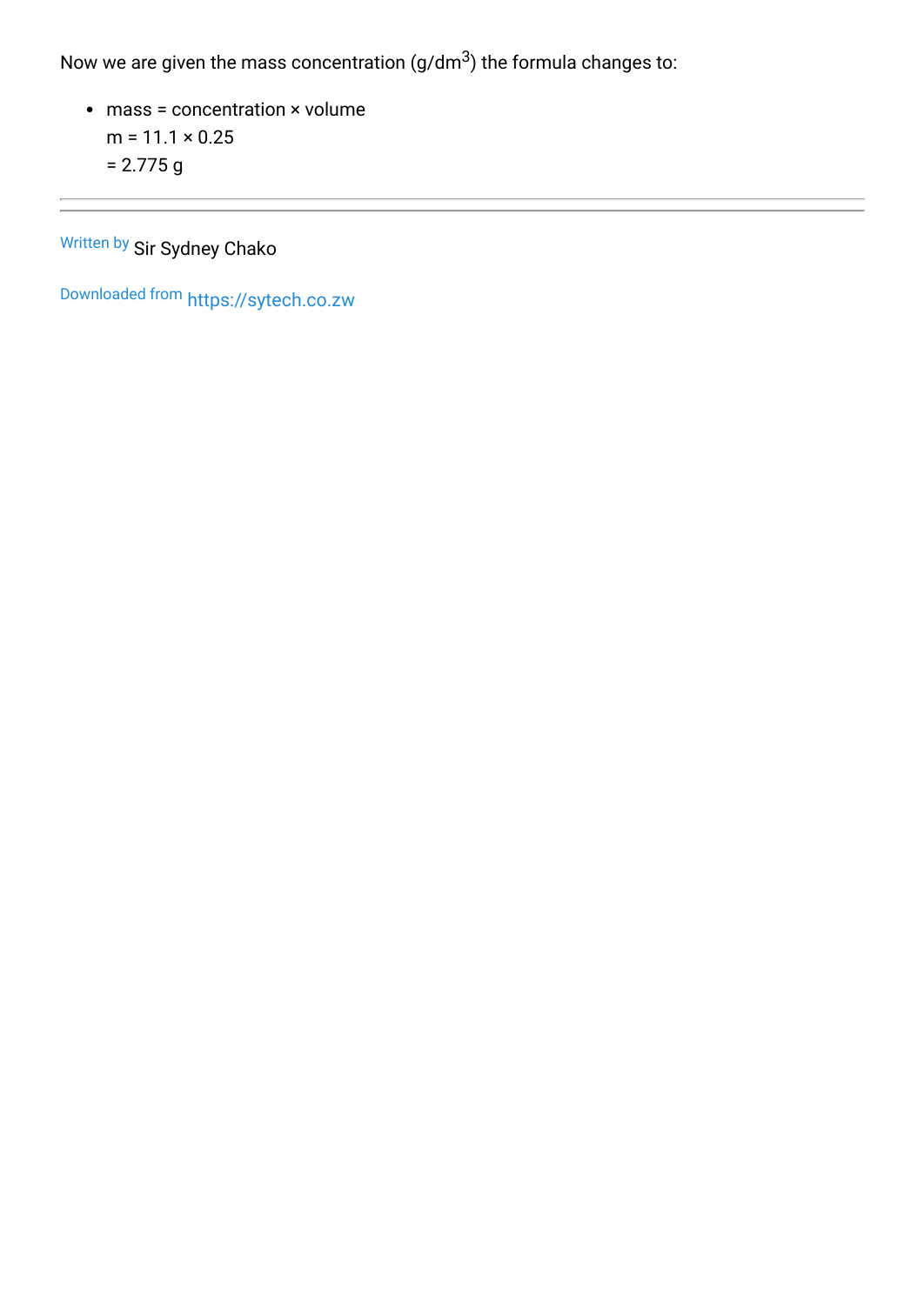Now we are given the mass concentration (g/dm$^3$) the formula changes to:

- mass = concentration × volume
  m = 11.1 × 0.25
  = 2.775 g

---

Written by Sir Sydney Chako

Downloaded from https://sytech.co.zw